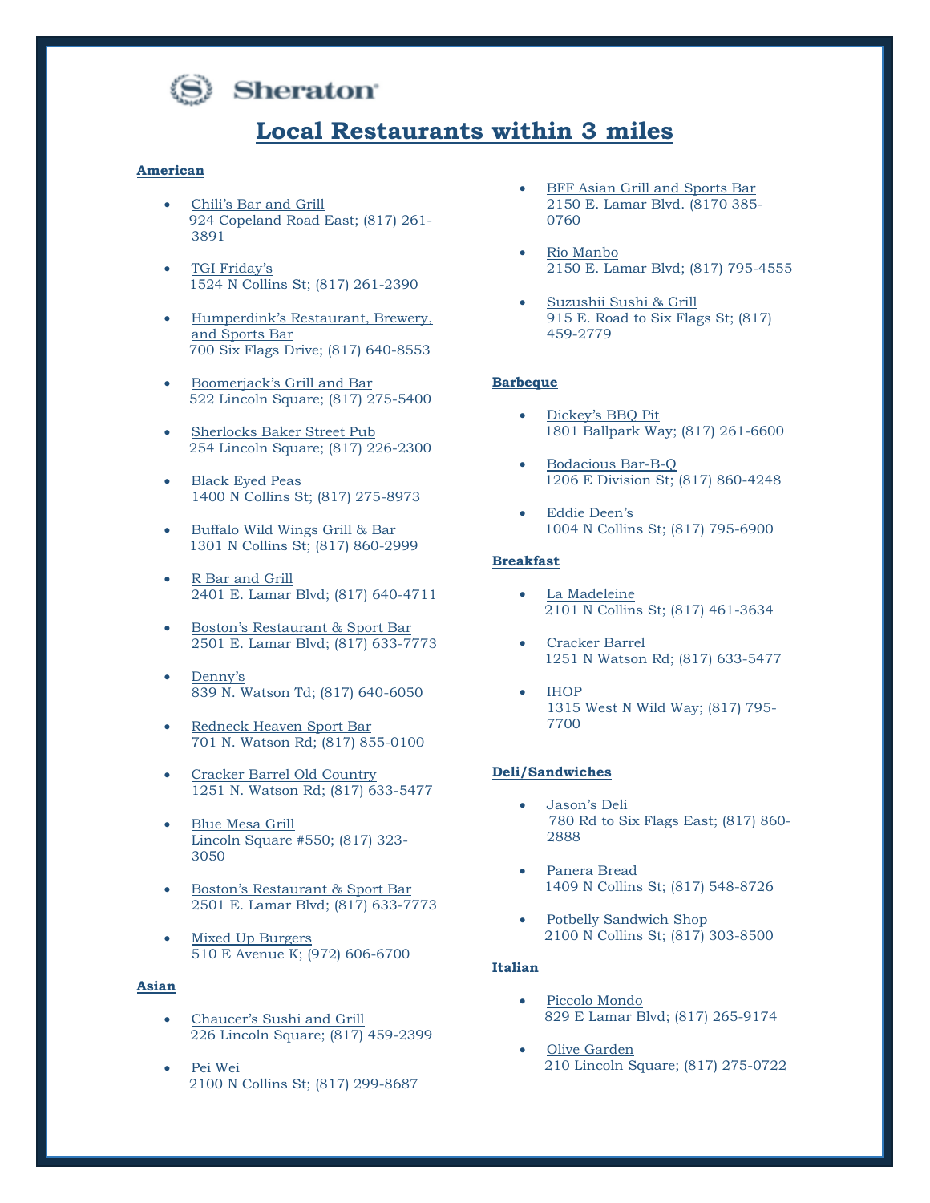Sheraton

# Local Restaurants within 3 miles

**American**

- Chili's Bar and Grill
  924 Copeland Road East; (817) 261-3891
- TGI Friday's
  1524 N Collins St; (817) 261-2390
- Humperdink's Restaurant, Brewery, and Sports Bar
  700 Six Flags Drive; (817) 640-8553
- Boomerjack's Grill and Bar
  522 Lincoln Square; (817) 275-5400
- Sherlocks Baker Street Pub
  254 Lincoln Square; (817) 226-2300
- Black Eyed Peas
  1400 N Collins St; (817) 275-8973
- Buffalo Wild Wings Grill & Bar
  1301 N Collins St; (817) 860-2999
- R Bar and Grill
  2401 E. Lamar Blvd; (817) 640-4711
- Boston's Restaurant & Sport Bar
  2501 E. Lamar Blvd; (817) 633-7773
- Denny's
  839 N. Watson Td; (817) 640-6050
- Redneck Heaven Sport Bar
  701 N. Watson Rd; (817) 855-0100
- Cracker Barrel Old Country
  1251 N. Watson Rd; (817) 633-5477
- Blue Mesa Grill
  Lincoln Square #550; (817) 323-3050
- Boston's Restaurant & Sport Bar
  2501 E. Lamar Blvd; (817) 633-7773
- Mixed Up Burgers
  510 E Avenue K; (972) 606-6700

**Asian**

- Chaucer's Sushi and Grill
  226 Lincoln Square; (817) 459-2399
- Pei Wei
  2100 N Collins St; (817) 299-8687
- BFF Asian Grill and Sports Bar
  2150 E. Lamar Blvd. (8170 385-0760
- Rio Manbo
  2150 E. Lamar Blvd; (817) 795-4555
- Suzushii Sushi & Grill
  915 E. Road to Six Flags St; (817) 459-2779

**Barbeque**

- Dickey's BBQ Pit
  1801 Ballpark Way; (817) 261-6600
- Bodacious Bar-B-Q
  1206 E Division St; (817) 860-4248
- Eddie Deen's
  1004 N Collins St; (817) 795-6900

**Breakfast**

- La Madeleine
  2101 N Collins St; (817) 461-3634
- Cracker Barrel
  1251 N Watson Rd; (817) 633-5477
- IHOP
  1315 West N Wild Way; (817) 795-7700

**Deli/Sandwiches**

- Jason's Deli
  780 Rd to Six Flags East; (817) 860-2888
- Panera Bread
  1409 N Collins St; (817) 548-8726
- Potbelly Sandwich Shop
  2100 N Collins St; (817) 303-8500

**Italian**

- Piccolo Mondo
  829 E Lamar Blvd; (817) 265-9174
- Olive Garden
  210 Lincoln Square; (817) 275-0722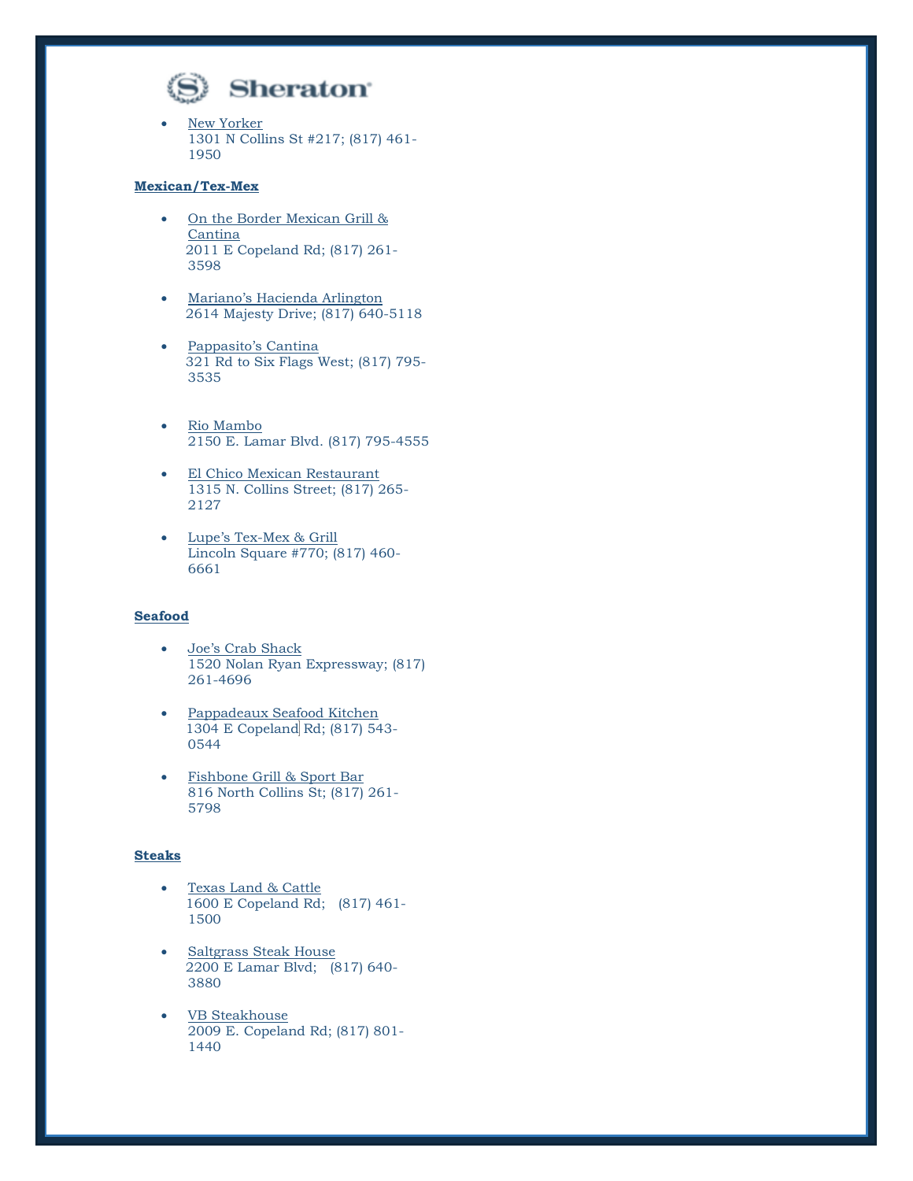Sheraton

- New Yorker
  1301 N Collins St #217; (817) 461-1950

**Mexican/Tex-Mex**

- On the Border Mexican Grill & Cantina
  2011 E Copeland Rd; (817) 261-3598

- Mariano's Hacienda Arlington
  2614 Majesty Drive; (817) 640-5118

- Pappasito's Cantina
  321 Rd to Six Flags West; (817) 795-3535

- Rio Mambo
  2150 E. Lamar Blvd. (817) 795-4555

- El Chico Mexican Restaurant
  1315 N. Collins Street; (817) 265-2127

- Lupe's Tex-Mex & Grill
  Lincoln Square #770; (817) 460-6661

**Seafood**

- Joe's Crab Shack
  1520 Nolan Ryan Expressway; (817) 261-4696

- Pappadeaux Seafood Kitchen
  1304 E Copeland Rd; (817) 543-0544

- Fishbone Grill & Sport Bar
  816 North Collins St; (817) 261-5798

**Steaks**

- Texas Land & Cattle
  1600 E Copeland Rd; (817) 461-1500

- Saltgrass Steak House
  2200 E Lamar Blvd; (817) 640-3880

- VB Steakhouse
  2009 E. Copeland Rd; (817) 801-1440